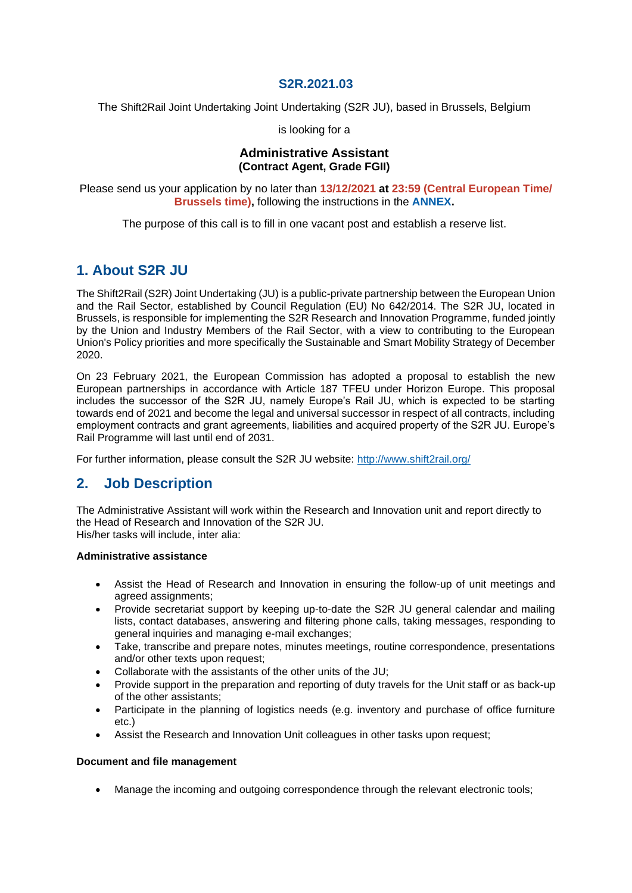**S2R.2021.03**

The Shift2Rail Joint Undertaking Joint Undertaking (S2R JU), based in Brussels, Belgium

is looking for a

**Administrative Assistant**
**(Contract Agent, Grade FGII)**

Please send us your application by no later than **13/12/2021 at 23:59 (Central European Time/ Brussels time),** following the instructions in the **ANNEX.**

The purpose of this call is to fill in one vacant post and establish a reserve list.

## 1. About S2R JU

The Shift2Rail (S2R) Joint Undertaking (JU) is a public-private partnership between the European Union and the Rail Sector, established by Council Regulation (EU) No 642/2014. The S2R JU, located in Brussels, is responsible for implementing the S2R Research and Innovation Programme, funded jointly by the Union and Industry Members of the Rail Sector, with a view to contributing to the European Union's Policy priorities and more specifically the Sustainable and Smart Mobility Strategy of December 2020.

On 23 February 2021, the European Commission has adopted a proposal to establish the new European partnerships in accordance with Article 187 TFEU under Horizon Europe. This proposal includes the successor of the S2R JU, namely Europe's Rail JU, which is expected to be starting towards end of 2021 and become the legal and universal successor in respect of all contracts, including employment contracts and grant agreements, liabilities and acquired property of the S2R JU. Europe's Rail Programme will last until end of 2031.

For further information, please consult the S2R JU website: http://www.shift2rail.org/

## 2. Job Description

The Administrative Assistant will work within the Research and Innovation unit and report directly to the Head of Research and Innovation of the S2R JU.
His/her tasks will include, inter alia:

**Administrative assistance**

- Assist the Head of Research and Innovation in ensuring the follow-up of unit meetings and agreed assignments;
- Provide secretariat support by keeping up-to-date the S2R JU general calendar and mailing lists, contact databases, answering and filtering phone calls, taking messages, responding to general inquiries and managing e-mail exchanges;
- Take, transcribe and prepare notes, minutes meetings, routine correspondence, presentations and/or other texts upon request;
- Collaborate with the assistants of the other units of the JU;
- Provide support in the preparation and reporting of duty travels for the Unit staff or as back-up of the other assistants;
- Participate in the planning of logistics needs (e.g. inventory and purchase of office furniture etc.)
- Assist the Research and Innovation Unit colleagues in other tasks upon request;

**Document and file management**

- Manage the incoming and outgoing correspondence through the relevant electronic tools;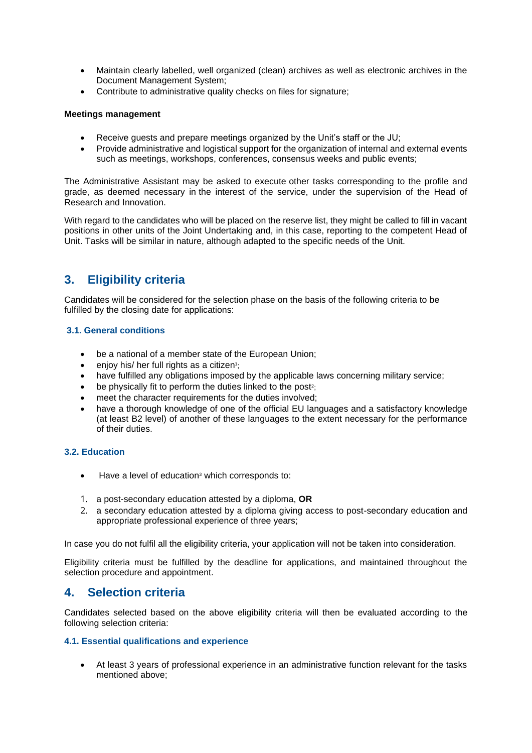- Maintain clearly labelled, well organized (clean) archives as well as electronic archives in the Document Management System;
- Contribute to administrative quality checks on files for signature;

**Meetings management**

- Receive guests and prepare meetings organized by the Unit's staff or the JU;
- Provide administrative and logistical support for the organization of internal and external events such as meetings, workshops, conferences, consensus weeks and public events;

The Administrative Assistant may be asked to execute other tasks corresponding to the profile and grade, as deemed necessary in the interest of the service, under the supervision of the Head of Research and Innovation.

With regard to the candidates who will be placed on the reserve list, they might be called to fill in vacant positions in other units of the Joint Undertaking and, in this case, reporting to the competent Head of Unit. Tasks will be similar in nature, although adapted to the specific needs of the Unit.

## 3. Eligibility criteria

Candidates will be considered for the selection phase on the basis of the following criteria to be fulfilled by the closing date for applications:

### 3.1. General conditions

- be a national of a member state of the European Union;
- enjoy his/ her full rights as a citizen[1];
- have fulfilled any obligations imposed by the applicable laws concerning military service;
- be physically fit to perform the duties linked to the post[2];
- meet the character requirements for the duties involved;
- have a thorough knowledge of one of the official EU languages and a satisfactory knowledge (at least B2 level) of another of these languages to the extent necessary for the performance of their duties.

### 3.2. Education

- Have a level of education[3] which corresponds to:

1. a post-secondary education attested by a diploma, **OR**
2. a secondary education attested by a diploma giving access to post-secondary education and appropriate professional experience of three years;

In case you do not fulfil all the eligibility criteria, your application will not be taken into consideration.

Eligibility criteria must be fulfilled by the deadline for applications, and maintained throughout the selection procedure and appointment.

## 4. Selection criteria

Candidates selected based on the above eligibility criteria will then be evaluated according to the following selection criteria:

### 4.1. Essential qualifications and experience

- At least 3 years of professional experience in an administrative function relevant for the tasks mentioned above;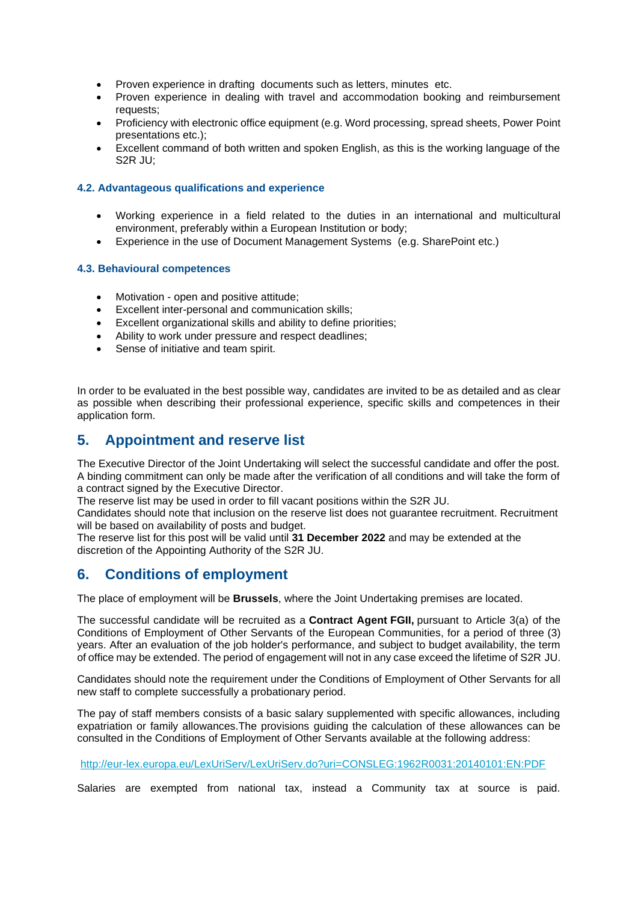- Proven experience in drafting documents such as letters, minutes etc.
- Proven experience in dealing with travel and accommodation booking and reimbursement requests;
- Proficiency with electronic office equipment (e.g. Word processing, spread sheets, Power Point presentations etc.);
- Excellent command of both written and spoken English, as this is the working language of the S2R JU;

### 4.2. Advantageous qualifications and experience

- Working experience in a field related to the duties in an international and multicultural environment, preferably within a European Institution or body;
- Experience in the use of Document Management Systems (e.g. SharePoint etc.)

### 4.3. Behavioural competences

- Motivation - open and positive attitude;
- Excellent inter-personal and communication skills;
- Excellent organizational skills and ability to define priorities;
- Ability to work under pressure and respect deadlines;
- Sense of initiative and team spirit.

In order to be evaluated in the best possible way, candidates are invited to be as detailed and as clear as possible when describing their professional experience, specific skills and competences in their application form.

## 5. Appointment and reserve list

The Executive Director of the Joint Undertaking will select the successful candidate and offer the post. A binding commitment can only be made after the verification of all conditions and will take the form of a contract signed by the Executive Director.
The reserve list may be used in order to fill vacant positions within the S2R JU.
Candidates should note that inclusion on the reserve list does not guarantee recruitment. Recruitment will be based on availability of posts and budget.
The reserve list for this post will be valid until **31 December 2022** and may be extended at the discretion of the Appointing Authority of the S2R JU.

## 6. Conditions of employment

The place of employment will be **Brussels**, where the Joint Undertaking premises are located.

The successful candidate will be recruited as a **Contract Agent FGII,** pursuant to Article 3(a) of the Conditions of Employment of Other Servants of the European Communities, for a period of three (3) years. After an evaluation of the job holder's performance, and subject to budget availability, the term of office may be extended. The period of engagement will not in any case exceed the lifetime of S2R JU.

Candidates should note the requirement under the Conditions of Employment of Other Servants for all new staff to complete successfully a probationary period.

The pay of staff members consists of a basic salary supplemented with specific allowances, including expatriation or family allowances.The provisions guiding the calculation of these allowances can be consulted in the Conditions of Employment of Other Servants available at the following address:

http://eur-lex.europa.eu/LexUriServ/LexUriServ.do?uri=CONSLEG:1962R0031:20140101:EN:PDF

Salaries are exempted from national tax, instead a Community tax at source is paid.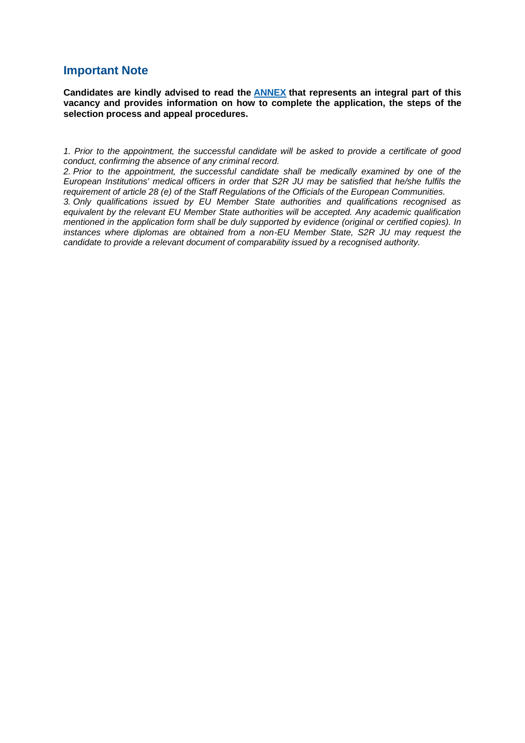## Important Note

**Candidates are kindly advised to read the ANNEX that represents an integral part of this vacancy and provides information on how to complete the application, the steps of the selection process and appeal procedures.**

*1. Prior to the appointment, the successful candidate will be asked to provide a certificate of good conduct, confirming the absence of any criminal record.*

*2. Prior to the appointment, the successful candidate shall be medically examined by one of the European Institutions' medical officers in order that S2R JU may be satisfied that he/she fulfils the requirement of article 28 (e) of the Staff Regulations of the Officials of the European Communities.*

*3. Only qualifications issued by EU Member State authorities and qualifications recognised as equivalent by the relevant EU Member State authorities will be accepted. Any academic qualification mentioned in the application form shall be duly supported by evidence (original or certified copies). In instances where diplomas are obtained from a non-EU Member State, S2R JU may request the candidate to provide a relevant document of comparability issued by a recognised authority.*